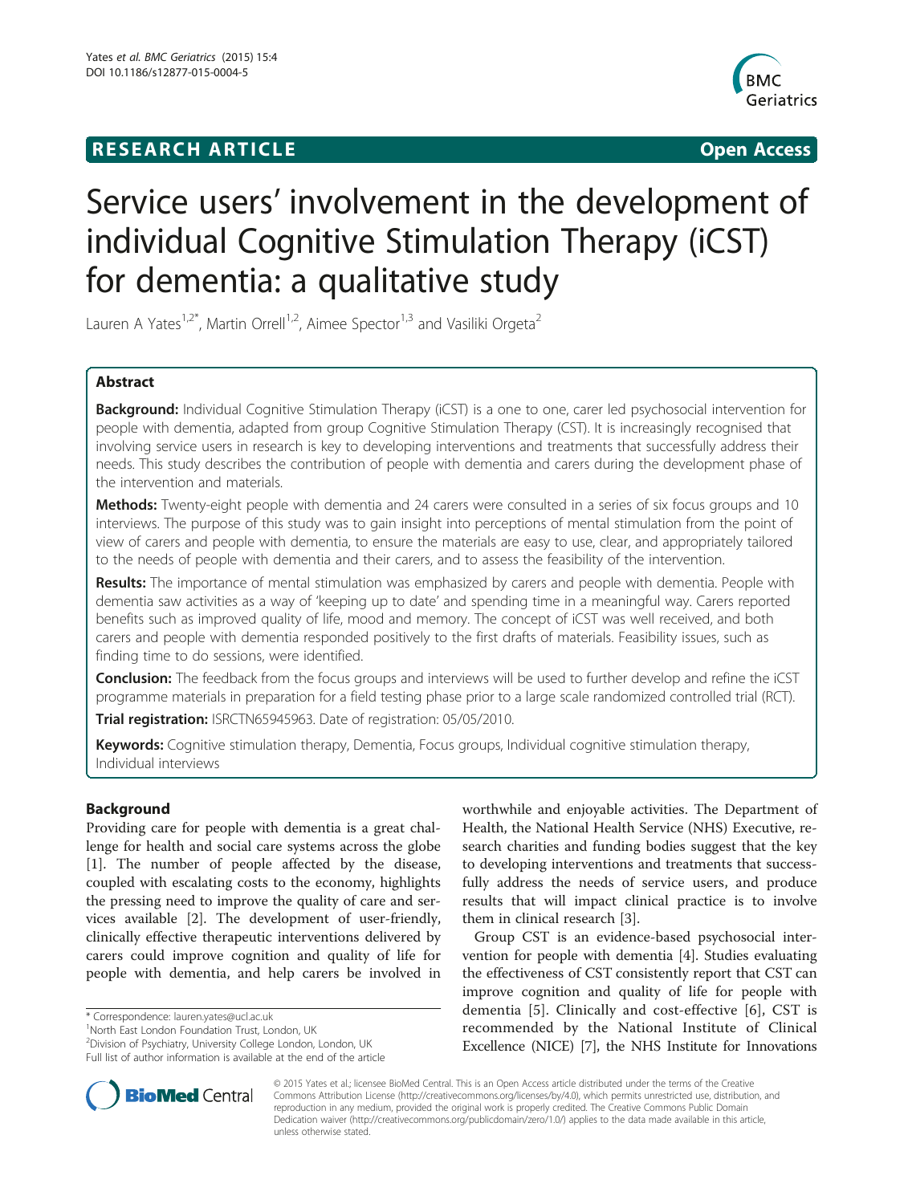RESEARCH ARTICLE Open Access

# Service users' involvement in the development of individual Cognitive Stimulation Therapy (iCST) for dementia: a qualitative study

Lauren A Yates[1,2*], Martin Orrell[1,2], Aimee Spector[1,3] and Vasiliki Orgeta[2]

## Abstract

**Background:** Individual Cognitive Stimulation Therapy (iCST) is a one to one, carer led psychosocial intervention for people with dementia, adapted from group Cognitive Stimulation Therapy (CST). It is increasingly recognised that involving service users in research is key to developing interventions and treatments that successfully address their needs. This study describes the contribution of people with dementia and carers during the development phase of the intervention and materials.

**Methods:** Twenty-eight people with dementia and 24 carers were consulted in a series of six focus groups and 10 interviews. The purpose of this study was to gain insight into perceptions of mental stimulation from the point of view of carers and people with dementia, to ensure the materials are easy to use, clear, and appropriately tailored to the needs of people with dementia and their carers, and to assess the feasibility of the intervention.

**Results:** The importance of mental stimulation was emphasized by carers and people with dementia. People with dementia saw activities as a way of 'keeping up to date' and spending time in a meaningful way. Carers reported benefits such as improved quality of life, mood and memory. The concept of iCST was well received, and both carers and people with dementia responded positively to the first drafts of materials. Feasibility issues, such as finding time to do sessions, were identified.

**Conclusion:** The feedback from the focus groups and interviews will be used to further develop and refine the iCST programme materials in preparation for a field testing phase prior to a large scale randomized controlled trial (RCT).

**Trial registration:** ISRCTN65945963. Date of registration: 05/05/2010.

**Keywords:** Cognitive stimulation therapy, Dementia, Focus groups, Individual cognitive stimulation therapy, Individual interviews

## Background

Providing care for people with dementia is a great challenge for health and social care systems across the globe [1]. The number of people affected by the disease, coupled with escalating costs to the economy, highlights the pressing need to improve the quality of care and services available [2]. The development of user-friendly, clinically effective therapeutic interventions delivered by carers could improve cognition and quality of life for people with dementia, and help carers be involved in worthwhile and enjoyable activities. The Department of Health, the National Health Service (NHS) Executive, research charities and funding bodies suggest that the key to developing interventions and treatments that successfully address the needs of service users, and produce results that will impact clinical practice is to involve them in clinical research [3].

Group CST is an evidence-based psychosocial intervention for people with dementia [4]. Studies evaluating the effectiveness of CST consistently report that CST can improve cognition and quality of life for people with dementia [5]. Clinically and cost-effective [6], CST is recommended by the National Institute of Clinical Excellence (NICE) [7], the NHS Institute for Innovations

\* Correspondence: lauren.yates@ucl.ac.uk
[1]North East London Foundation Trust, London, UK
[2]Division of Psychiatry, University College London, London, UK
Full list of author information is available at the end of the article

© 2015 Yates et al.; licensee BioMed Central. This is an Open Access article distributed under the terms of the Creative Commons Attribution License (http://creativecommons.org/licenses/by/4.0), which permits unrestricted use, distribution, and reproduction in any medium, provided the original work is properly credited. The Creative Commons Public Domain Dedication waiver (http://creativecommons.org/publicdomain/zero/1.0/) applies to the data made available in this article, unless otherwise stated.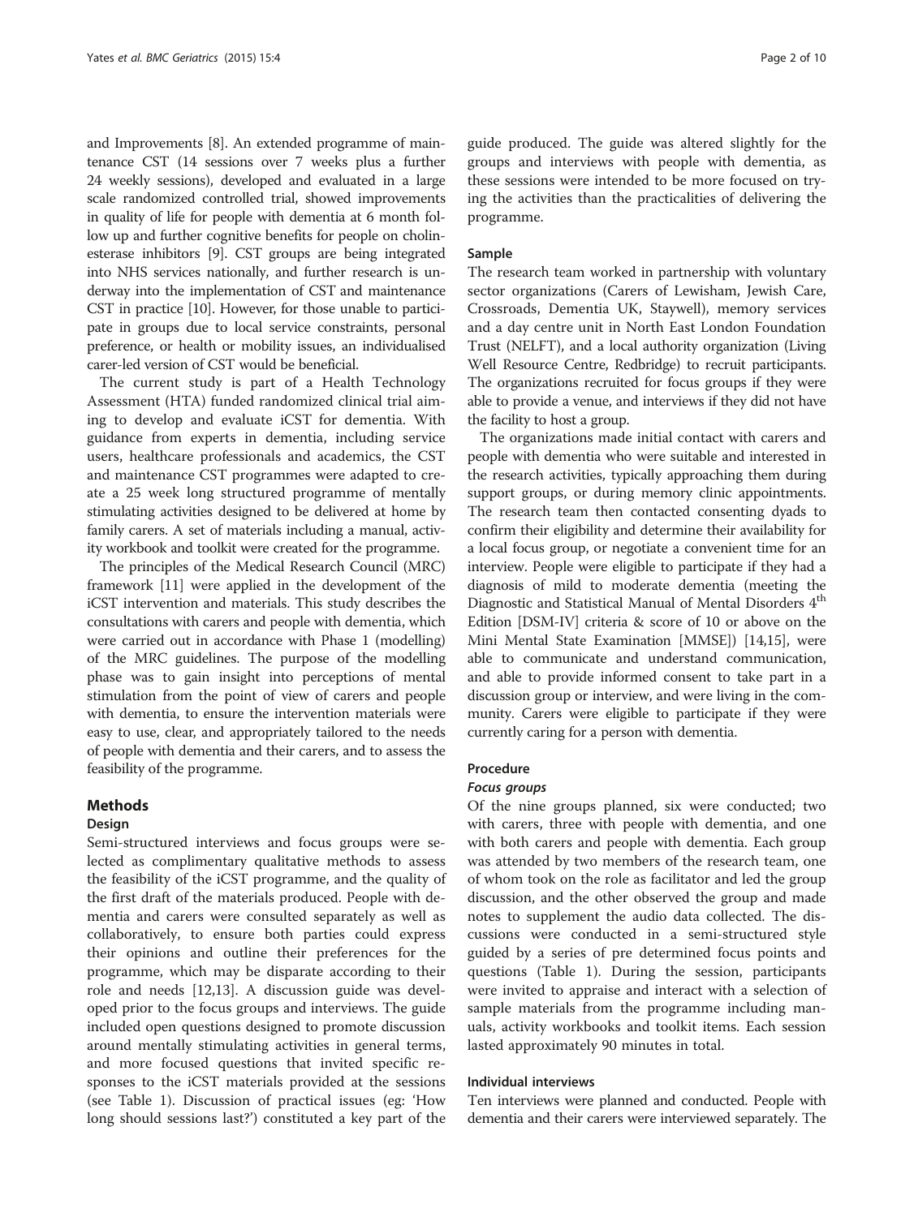and Improvements [8]. An extended programme of maintenance CST (14 sessions over 7 weeks plus a further 24 weekly sessions), developed and evaluated in a large scale randomized controlled trial, showed improvements in quality of life for people with dementia at 6 month follow up and further cognitive benefits for people on cholinesterase inhibitors [9]. CST groups are being integrated into NHS services nationally, and further research is underway into the implementation of CST and maintenance CST in practice [10]. However, for those unable to participate in groups due to local service constraints, personal preference, or health or mobility issues, an individualised carer-led version of CST would be beneficial.

The current study is part of a Health Technology Assessment (HTA) funded randomized clinical trial aiming to develop and evaluate iCST for dementia. With guidance from experts in dementia, including service users, healthcare professionals and academics, the CST and maintenance CST programmes were adapted to create a 25 week long structured programme of mentally stimulating activities designed to be delivered at home by family carers. A set of materials including a manual, activity workbook and toolkit were created for the programme.

The principles of the Medical Research Council (MRC) framework [11] were applied in the development of the iCST intervention and materials. This study describes the consultations with carers and people with dementia, which were carried out in accordance with Phase 1 (modelling) of the MRC guidelines. The purpose of the modelling phase was to gain insight into perceptions of mental stimulation from the point of view of carers and people with dementia, to ensure the intervention materials were easy to use, clear, and appropriately tailored to the needs of people with dementia and their carers, and to assess the feasibility of the programme.

## Methods

### Design

Semi-structured interviews and focus groups were selected as complimentary qualitative methods to assess the feasibility of the iCST programme, and the quality of the first draft of the materials produced. People with dementia and carers were consulted separately as well as collaboratively, to ensure both parties could express their opinions and outline their preferences for the programme, which may be disparate according to their role and needs [12,13]. A discussion guide was developed prior to the focus groups and interviews. The guide included open questions designed to promote discussion around mentally stimulating activities in general terms, and more focused questions that invited specific responses to the iCST materials provided at the sessions (see Table 1). Discussion of practical issues (eg: 'How long should sessions last?') constituted a key part of the guide produced. The guide was altered slightly for the groups and interviews with people with dementia, as these sessions were intended to be more focused on trying the activities than the practicalities of delivering the programme.

### Sample

The research team worked in partnership with voluntary sector organizations (Carers of Lewisham, Jewish Care, Crossroads, Dementia UK, Staywell), memory services and a day centre unit in North East London Foundation Trust (NELFT), and a local authority organization (Living Well Resource Centre, Redbridge) to recruit participants. The organizations recruited for focus groups if they were able to provide a venue, and interviews if they did not have the facility to host a group.

The organizations made initial contact with carers and people with dementia who were suitable and interested in the research activities, typically approaching them during support groups, or during memory clinic appointments. The research team then contacted consenting dyads to confirm their eligibility and determine their availability for a local focus group, or negotiate a convenient time for an interview. People were eligible to participate if they had a diagnosis of mild to moderate dementia (meeting the Diagnostic and Statistical Manual of Mental Disorders 4th Edition [DSM-IV] criteria & score of 10 or above on the Mini Mental State Examination [MMSE]) [14,15], were able to communicate and understand communication, and able to provide informed consent to take part in a discussion group or interview, and were living in the community. Carers were eligible to participate if they were currently caring for a person with dementia.

### Procedure

#### *Focus groups*

Of the nine groups planned, six were conducted; two with carers, three with people with dementia, and one with both carers and people with dementia. Each group was attended by two members of the research team, one of whom took on the role as facilitator and led the group discussion, and the other observed the group and made notes to supplement the audio data collected. The discussions were conducted in a semi-structured style guided by a series of pre determined focus points and questions (Table 1). During the session, participants were invited to appraise and interact with a selection of sample materials from the programme including manuals, activity workbooks and toolkit items. Each session lasted approximately 90 minutes in total.

#### Individual interviews

Ten interviews were planned and conducted. People with dementia and their carers were interviewed separately. The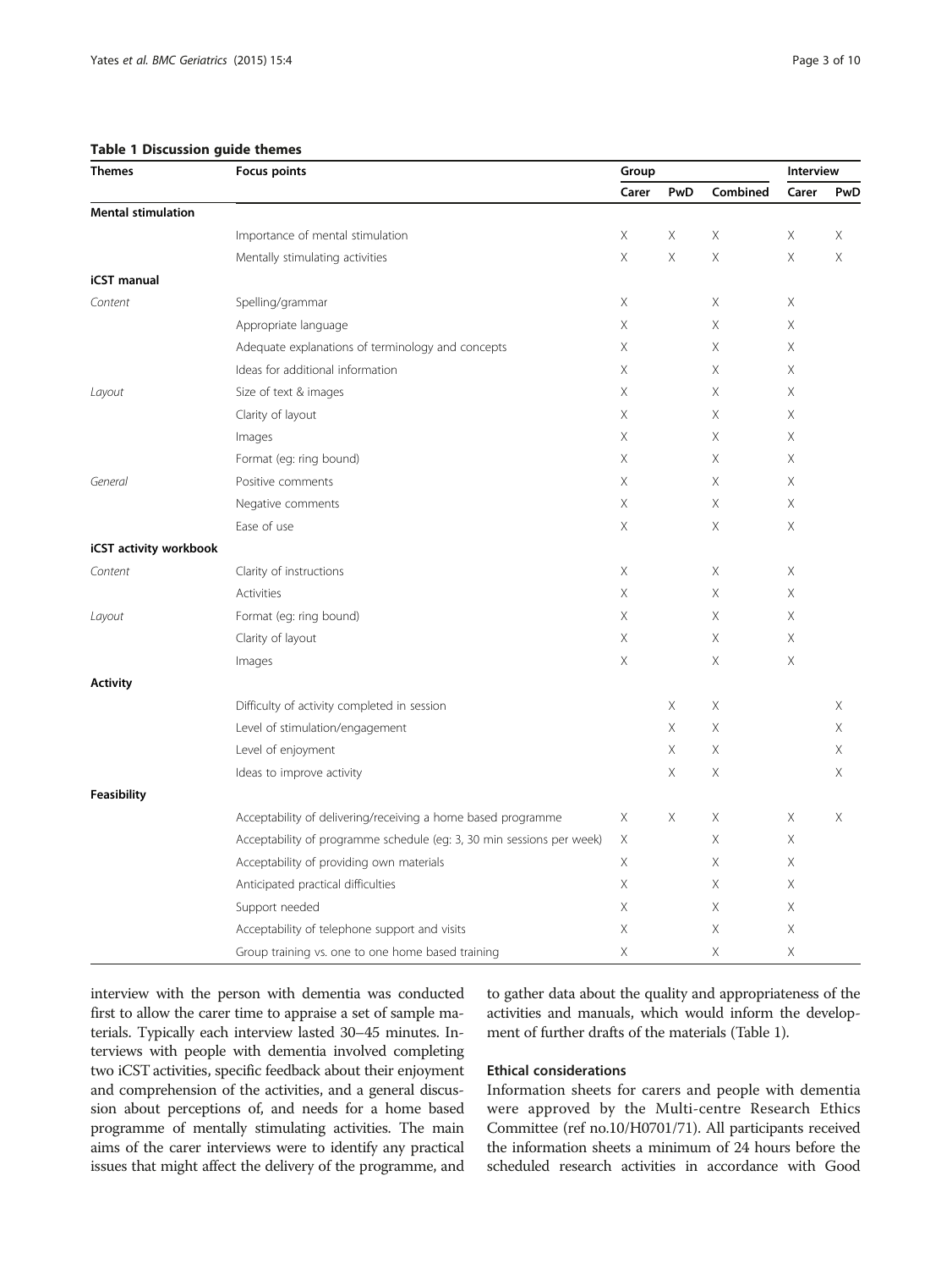**Table 1 Discussion guide themes**

| Themes | Focus points | Group | | | Interview | |
|---|---|---|---|---|---|---|
| | | Carer | PwD | Combined | Carer | PwD |
| **Mental stimulation** | | | | | | |
| | Importance of mental stimulation | X | X | X | X | X |
| | Mentally stimulating activities | X | X | X | X | X |
| **iCST manual** | | | | | | |
| *Content* | Spelling/grammar | X | | X | X | |
| | Appropriate language | X | | X | X | |
| | Adequate explanations of terminology and concepts | X | | X | X | |
| | Ideas for additional information | X | | X | X | |
| *Layout* | Size of text & images | X | | X | X | |
| | Clarity of layout | X | | X | X | |
| | Images | X | | X | X | |
| | Format (eg: ring bound) | X | | X | X | |
| *General* | Positive comments | X | | X | X | |
| | Negative comments | X | | X | X | |
| | Ease of use | X | | X | X | |
| **iCST activity workbook** | | | | | | |
| *Content* | Clarity of instructions | X | | X | X | |
| | Activities | X | | X | X | |
| *Layout* | Format (eg: ring bound) | X | | X | X | |
| | Clarity of layout | X | | X | X | |
| | Images | X | | X | X | |
| **Activity** | | | | | | |
| | Difficulty of activity completed in session | | X | X | | X |
| | Level of stimulation/engagement | | X | X | | X |
| | Level of enjoyment | | X | X | | X |
| | Ideas to improve activity | | X | X | | X |
| **Feasibility** | | | | | | |
| | Acceptability of delivering/receiving a home based programme | X | X | X | X | X |
| | Acceptability of programme schedule (eg: 3, 30 min sessions per week) | X | | X | X | |
| | Acceptability of providing own materials | X | | X | X | |
| | Anticipated practical difficulties | X | | X | X | |
| | Support needed | X | | X | X | |
| | Acceptability of telephone support and visits | X | | X | X | |
| | Group training vs. one to one home based training | X | | X | X | |

interview with the person with dementia was conducted first to allow the carer time to appraise a set of sample materials. Typically each interview lasted 30–45 minutes. Interviews with people with dementia involved completing two iCST activities, specific feedback about their enjoyment and comprehension of the activities, and a general discussion about perceptions of, and needs for a home based programme of mentally stimulating activities. The main aims of the carer interviews were to identify any practical issues that might affect the delivery of the programme, and to gather data about the quality and appropriateness of the activities and manuals, which would inform the development of further drafts of the materials (Table 1).

### Ethical considerations

Information sheets for carers and people with dementia were approved by the Multi-centre Research Ethics Committee (ref no.10/H0701/71). All participants received the information sheets a minimum of 24 hours before the scheduled research activities in accordance with Good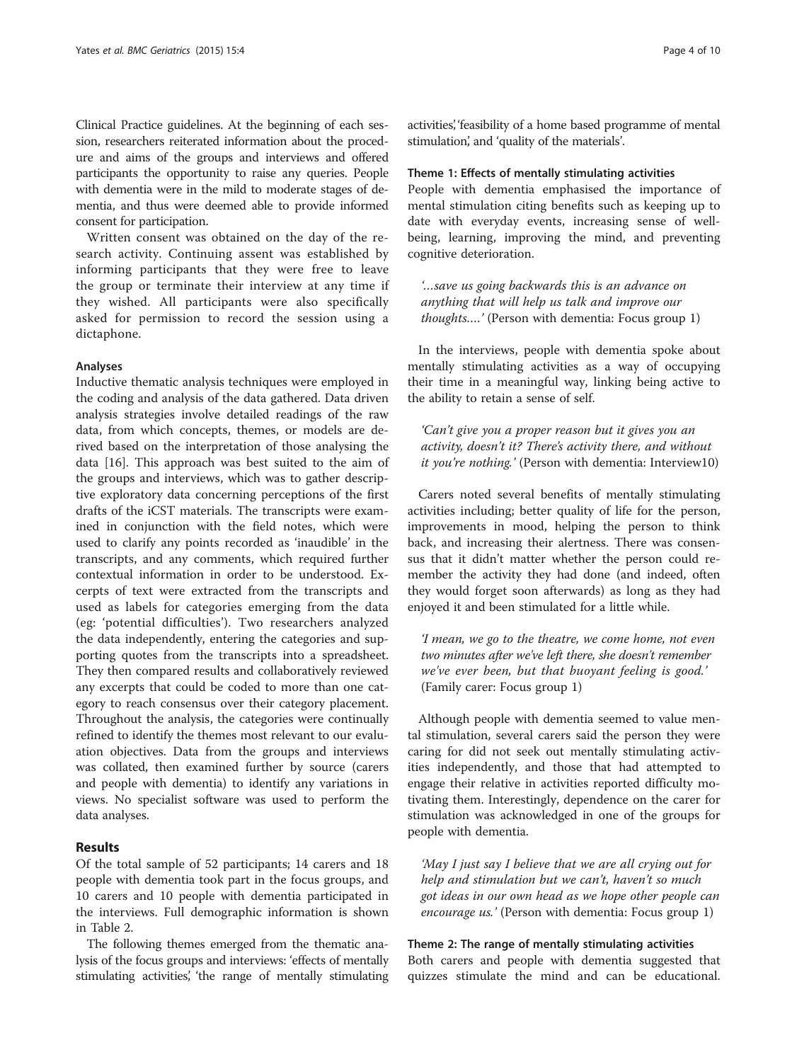Clinical Practice guidelines. At the beginning of each session, researchers reiterated information about the procedure and aims of the groups and interviews and offered participants the opportunity to raise any queries. People with dementia were in the mild to moderate stages of dementia, and thus were deemed able to provide informed consent for participation.

Written consent was obtained on the day of the research activity. Continuing assent was established by informing participants that they were free to leave the group or terminate their interview at any time if they wished. All participants were also specifically asked for permission to record the session using a dictaphone.

### Analyses

Inductive thematic analysis techniques were employed in the coding and analysis of the data gathered. Data driven analysis strategies involve detailed readings of the raw data, from which concepts, themes, or models are derived based on the interpretation of those analysing the data [16]. This approach was best suited to the aim of the groups and interviews, which was to gather descriptive exploratory data concerning perceptions of the first drafts of the iCST materials. The transcripts were examined in conjunction with the field notes, which were used to clarify any points recorded as 'inaudible' in the transcripts, and any comments, which required further contextual information in order to be understood. Excerpts of text were extracted from the transcripts and used as labels for categories emerging from the data (eg: 'potential difficulties'). Two researchers analyzed the data independently, entering the categories and supporting quotes from the transcripts into a spreadsheet. They then compared results and collaboratively reviewed any excerpts that could be coded to more than one category to reach consensus over their category placement. Throughout the analysis, the categories were continually refined to identify the themes most relevant to our evaluation objectives. Data from the groups and interviews was collated, then examined further by source (carers and people with dementia) to identify any variations in views. No specialist software was used to perform the data analyses.

## Results

Of the total sample of 52 participants; 14 carers and 18 people with dementia took part in the focus groups, and 10 carers and 10 people with dementia participated in the interviews. Full demographic information is shown in Table 2.

The following themes emerged from the thematic analysis of the focus groups and interviews: 'effects of mentally stimulating activities', 'the range of mentally stimulating activities', 'feasibility of a home based programme of mental stimulation', and 'quality of the materials'.

### Theme 1: Effects of mentally stimulating activities

People with dementia emphasised the importance of mental stimulation citing benefits such as keeping up to date with everyday events, increasing sense of wellbeing, learning, improving the mind, and preventing cognitive deterioration.

> *'…save us going backwards this is an advance on anything that will help us talk and improve our thoughts….'* (Person with dementia: Focus group 1)

In the interviews, people with dementia spoke about mentally stimulating activities as a way of occupying their time in a meaningful way, linking being active to the ability to retain a sense of self.

> *'Can't give you a proper reason but it gives you an activity, doesn't it? There's activity there, and without it you're nothing.'* (Person with dementia: Interview10)

Carers noted several benefits of mentally stimulating activities including; better quality of life for the person, improvements in mood, helping the person to think back, and increasing their alertness. There was consensus that it didn't matter whether the person could remember the activity they had done (and indeed, often they would forget soon afterwards) as long as they had enjoyed it and been stimulated for a little while.

> *'I mean, we go to the theatre, we come home, not even two minutes after we've left there, she doesn't remember we've ever been, but that buoyant feeling is good.'* (Family carer: Focus group 1)

Although people with dementia seemed to value mental stimulation, several carers said the person they were caring for did not seek out mentally stimulating activities independently, and those that had attempted to engage their relative in activities reported difficulty motivating them. Interestingly, dependence on the carer for stimulation was acknowledged in one of the groups for people with dementia.

> *'May I just say I believe that we are all crying out for help and stimulation but we can't, haven't so much got ideas in our own head as we hope other people can encourage us.'* (Person with dementia: Focus group 1)

### Theme 2: The range of mentally stimulating activities

Both carers and people with dementia suggested that quizzes stimulate the mind and can be educational.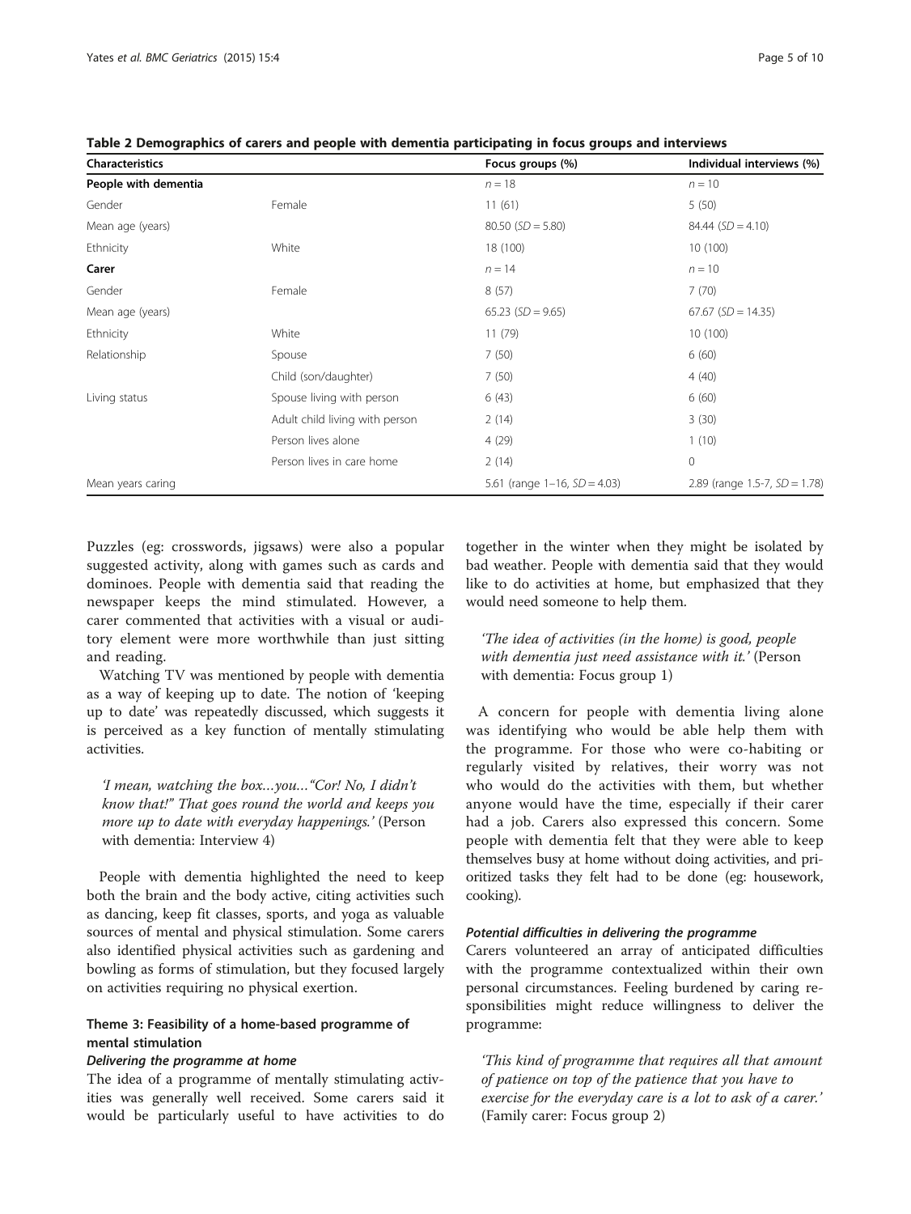**Table 2 Demographics of carers and people with dementia participating in focus groups and interviews**

| Characteristics | | Focus groups (%) | Individual interviews (%) |
|---|---|---|---|
| **People with dementia** | | $n = 18$ | $n = 10$ |
| Gender | Female | 11 (61) | 5 (50) |
| Mean age (years) | | 80.50 ($SD = 5.80$) | 84.44 ($SD = 4.10$) |
| Ethnicity | White | 18 (100) | 10 (100) |
| **Carer** | | $n = 14$ | $n = 10$ |
| Gender | Female | 8 (57) | 7 (70) |
| Mean age (years) | | 65.23 ($SD = 9.65$) | 67.67 ($SD = 14.35$) |
| Ethnicity | White | 11 (79) | 10 (100) |
| Relationship | Spouse | 7 (50) | 6 (60) |
| | Child (son/daughter) | 7 (50) | 4 (40) |
| Living status | Spouse living with person | 6 (43) | 6 (60) |
| | Adult child living with person | 2 (14) | 3 (30) |
| | Person lives alone | 4 (29) | 1 (10) |
| | Person lives in care home | 2 (14) | 0 |
| Mean years caring | | 5.61 (range 1–16, $SD = 4.03$) | 2.89 (range 1.5-7, $SD = 1.78$) |

Puzzles (eg: crosswords, jigsaws) were also a popular suggested activity, along with games such as cards and dominoes. People with dementia said that reading the newspaper keeps the mind stimulated. However, a carer commented that activities with a visual or auditory element were more worthwhile than just sitting and reading.

Watching TV was mentioned by people with dementia as a way of keeping up to date. The notion of 'keeping up to date' was repeatedly discussed, which suggests it is perceived as a key function of mentally stimulating activities.

> *'I mean, watching the box…you…"Cor! No, I didn't know that!" That goes round the world and keeps you more up to date with everyday happenings.'* (Person with dementia: Interview 4)

People with dementia highlighted the need to keep both the brain and the body active, citing activities such as dancing, keep fit classes, sports, and yoga as valuable sources of mental and physical stimulation. Some carers also identified physical activities such as gardening and bowling as forms of stimulation, but they focused largely on activities requiring no physical exertion.

### Theme 3: Feasibility of a home-based programme of mental stimulation

#### *Delivering the programme at home*

The idea of a programme of mentally stimulating activities was generally well received. Some carers said it would be particularly useful to have activities to do together in the winter when they might be isolated by bad weather. People with dementia said that they would like to do activities at home, but emphasized that they would need someone to help them.

> *'The idea of activities (in the home) is good, people with dementia just need assistance with it.'* (Person with dementia: Focus group 1)

A concern for people with dementia living alone was identifying who would be able help them with the programme. For those who were co-habiting or regularly visited by relatives, their worry was not who would do the activities with them, but whether anyone would have the time, especially if their carer had a job. Carers also expressed this concern. Some people with dementia felt that they were able to keep themselves busy at home without doing activities, and prioritized tasks they felt had to be done (eg: housework, cooking).

#### *Potential difficulties in delivering the programme*

Carers volunteered an array of anticipated difficulties with the programme contextualized within their own personal circumstances. Feeling burdened by caring responsibilities might reduce willingness to deliver the programme:

> *'This kind of programme that requires all that amount of patience on top of the patience that you have to exercise for the everyday care is a lot to ask of a carer.'* (Family carer: Focus group 2)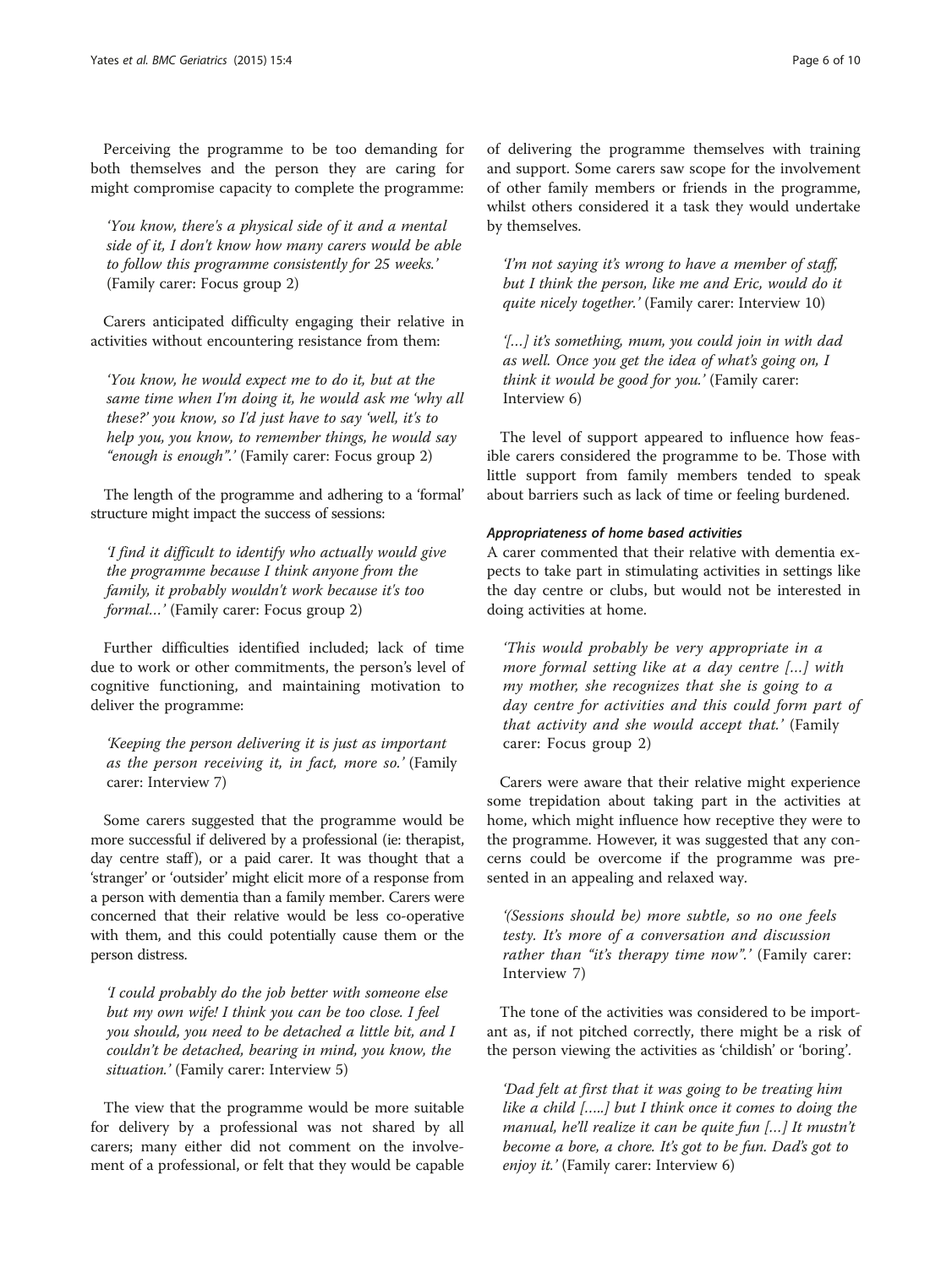Perceiving the programme to be too demanding for both themselves and the person they are caring for might compromise capacity to complete the programme:

> *'You know, there's a physical side of it and a mental side of it, I don't know how many carers would be able to follow this programme consistently for 25 weeks.'* (Family carer: Focus group 2)

Carers anticipated difficulty engaging their relative in activities without encountering resistance from them:

> *'You know, he would expect me to do it, but at the same time when I'm doing it, he would ask me 'why all these?' you know, so I'd just have to say 'well, it's to help you, you know, to remember things, he would say "enough is enough".'* (Family carer: Focus group 2)

The length of the programme and adhering to a 'formal' structure might impact the success of sessions:

> *'I find it difficult to identify who actually would give the programme because I think anyone from the family, it probably wouldn't work because it's too formal…'* (Family carer: Focus group 2)

Further difficulties identified included; lack of time due to work or other commitments, the person's level of cognitive functioning, and maintaining motivation to deliver the programme:

> *'Keeping the person delivering it is just as important as the person receiving it, in fact, more so.'* (Family carer: Interview 7)

Some carers suggested that the programme would be more successful if delivered by a professional (ie: therapist, day centre staff), or a paid carer. It was thought that a 'stranger' or 'outsider' might elicit more of a response from a person with dementia than a family member. Carers were concerned that their relative would be less co-operative with them, and this could potentially cause them or the person distress.

> *'I could probably do the job better with someone else but my own wife! I think you can be too close. I feel you should, you need to be detached a little bit, and I couldn't be detached, bearing in mind, you know, the situation.'* (Family carer: Interview 5)

The view that the programme would be more suitable for delivery by a professional was not shared by all carers; many either did not comment on the involvement of a professional, or felt that they would be capable of delivering the programme themselves with training and support. Some carers saw scope for the involvement of other family members or friends in the programme, whilst others considered it a task they would undertake by themselves.

> *'I'm not saying it's wrong to have a member of staff, but I think the person, like me and Eric, would do it quite nicely together.'* (Family carer: Interview 10)

> *'[…] it's something, mum, you could join in with dad as well. Once you get the idea of what's going on, I think it would be good for you.'* (Family carer: Interview 6)

The level of support appeared to influence how feasible carers considered the programme to be. Those with little support from family members tended to speak about barriers such as lack of time or feeling burdened.

#### *Appropriateness of home based activities*

A carer commented that their relative with dementia expects to take part in stimulating activities in settings like the day centre or clubs, but would not be interested in doing activities at home.

> *'This would probably be very appropriate in a more formal setting like at a day centre […] with my mother, she recognizes that she is going to a day centre for activities and this could form part of that activity and she would accept that.'* (Family carer: Focus group 2)

Carers were aware that their relative might experience some trepidation about taking part in the activities at home, which might influence how receptive they were to the programme. However, it was suggested that any concerns could be overcome if the programme was presented in an appealing and relaxed way.

> *'(Sessions should be) more subtle, so no one feels testy. It's more of a conversation and discussion rather than "it's therapy time now".'* (Family carer: Interview 7)

The tone of the activities was considered to be important as, if not pitched correctly, there might be a risk of the person viewing the activities as 'childish' or 'boring'.

> *'Dad felt at first that it was going to be treating him like a child [.....] but I think once it comes to doing the manual, he'll realize it can be quite fun […] It mustn't become a bore, a chore. It's got to be fun. Dad's got to enjoy it.'* (Family carer: Interview 6)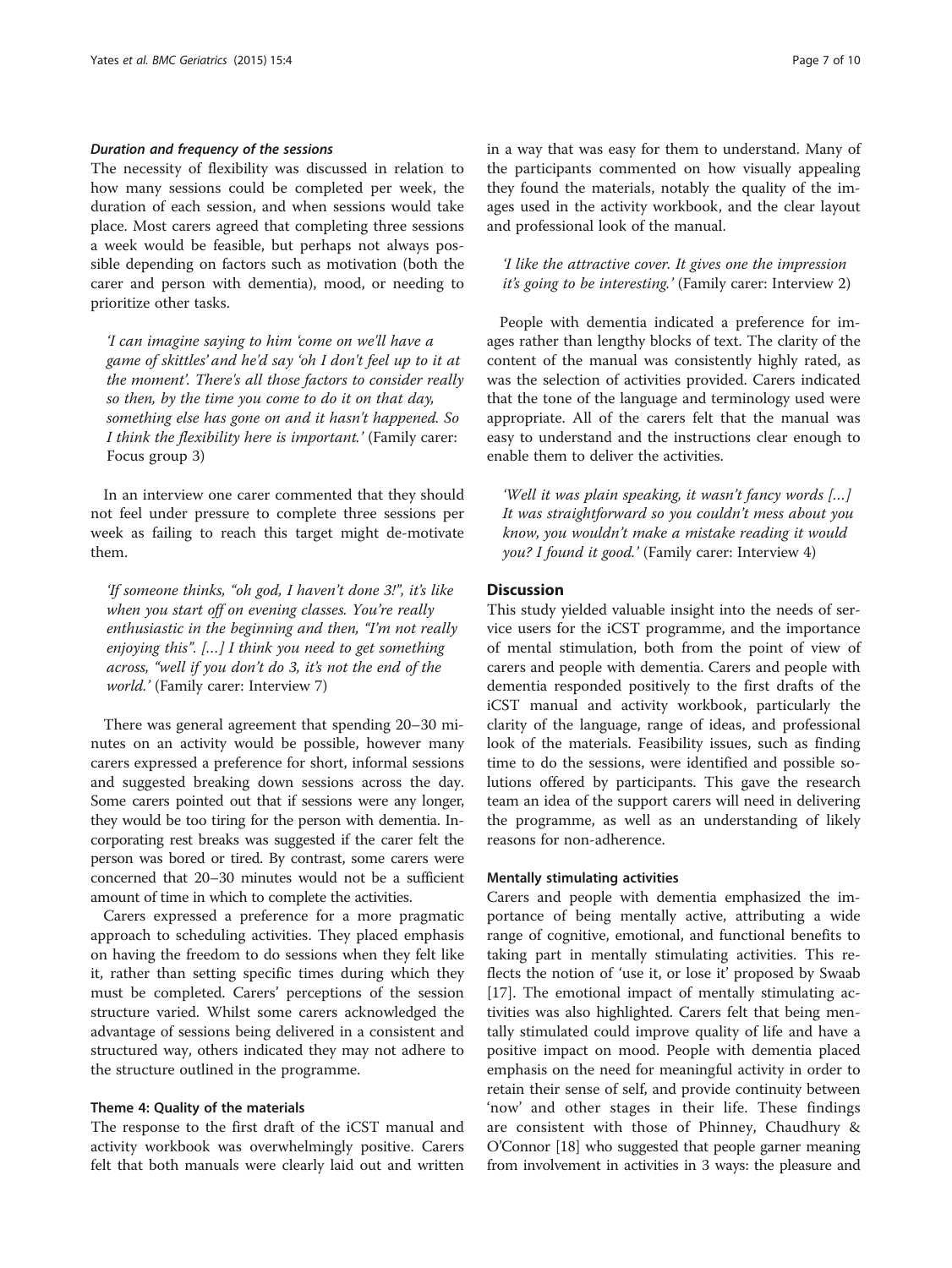#### *Duration and frequency of the sessions*

The necessity of flexibility was discussed in relation to how many sessions could be completed per week, the duration of each session, and when sessions would take place. Most carers agreed that completing three sessions a week would be feasible, but perhaps not always possible depending on factors such as motivation (both the carer and person with dementia), mood, or needing to prioritize other tasks.

> *'I can imagine saying to him 'come on we'll have a game of skittles' and he'd say 'oh I don't feel up to it at the moment'. There's all those factors to consider really so then, by the time you come to do it on that day, something else has gone on and it hasn't happened. So I think the flexibility here is important.'* (Family carer: Focus group 3)

In an interview one carer commented that they should not feel under pressure to complete three sessions per week as failing to reach this target might de-motivate them.

> *'If someone thinks, "oh god, I haven't done 3!", it's like when you start off on evening classes. You're really enthusiastic in the beginning and then, "I'm not really enjoying this". [...] I think you need to get something across, "well if you don't do 3, it's not the end of the world.'* (Family carer: Interview 7)

There was general agreement that spending 20–30 minutes on an activity would be possible, however many carers expressed a preference for short, informal sessions and suggested breaking down sessions across the day. Some carers pointed out that if sessions were any longer, they would be too tiring for the person with dementia. Incorporating rest breaks was suggested if the carer felt the person was bored or tired. By contrast, some carers were concerned that 20–30 minutes would not be a sufficient amount of time in which to complete the activities.

Carers expressed a preference for a more pragmatic approach to scheduling activities. They placed emphasis on having the freedom to do sessions when they felt like it, rather than setting specific times during which they must be completed. Carers' perceptions of the session structure varied. Whilst some carers acknowledged the advantage of sessions being delivered in a consistent and structured way, others indicated they may not adhere to the structure outlined in the programme.

### Theme 4: Quality of the materials

The response to the first draft of the iCST manual and activity workbook was overwhelmingly positive. Carers felt that both manuals were clearly laid out and written in a way that was easy for them to understand. Many of the participants commented on how visually appealing they found the materials, notably the quality of the images used in the activity workbook, and the clear layout and professional look of the manual.

> *'I like the attractive cover. It gives one the impression it's going to be interesting.'* (Family carer: Interview 2)

People with dementia indicated a preference for images rather than lengthy blocks of text. The clarity of the content of the manual was consistently highly rated, as was the selection of activities provided. Carers indicated that the tone of the language and terminology used were appropriate. All of the carers felt that the manual was easy to understand and the instructions clear enough to enable them to deliver the activities.

> *'Well it was plain speaking, it wasn't fancy words [...] It was straightforward so you couldn't mess about you know, you wouldn't make a mistake reading it would you? I found it good.'* (Family carer: Interview 4)

## Discussion

This study yielded valuable insight into the needs of service users for the iCST programme, and the importance of mental stimulation, both from the point of view of carers and people with dementia. Carers and people with dementia responded positively to the first drafts of the iCST manual and activity workbook, particularly the clarity of the language, range of ideas, and professional look of the materials. Feasibility issues, such as finding time to do the sessions, were identified and possible solutions offered by participants. This gave the research team an idea of the support carers will need in delivering the programme, as well as an understanding of likely reasons for non-adherence.

### Mentally stimulating activities

Carers and people with dementia emphasized the importance of being mentally active, attributing a wide range of cognitive, emotional, and functional benefits to taking part in mentally stimulating activities. This reflects the notion of 'use it, or lose it' proposed by Swaab [17]. The emotional impact of mentally stimulating activities was also highlighted. Carers felt that being mentally stimulated could improve quality of life and have a positive impact on mood. People with dementia placed emphasis on the need for meaningful activity in order to retain their sense of self, and provide continuity between 'now' and other stages in their life. These findings are consistent with those of Phinney, Chaudhury & O'Connor [18] who suggested that people garner meaning from involvement in activities in 3 ways: the pleasure and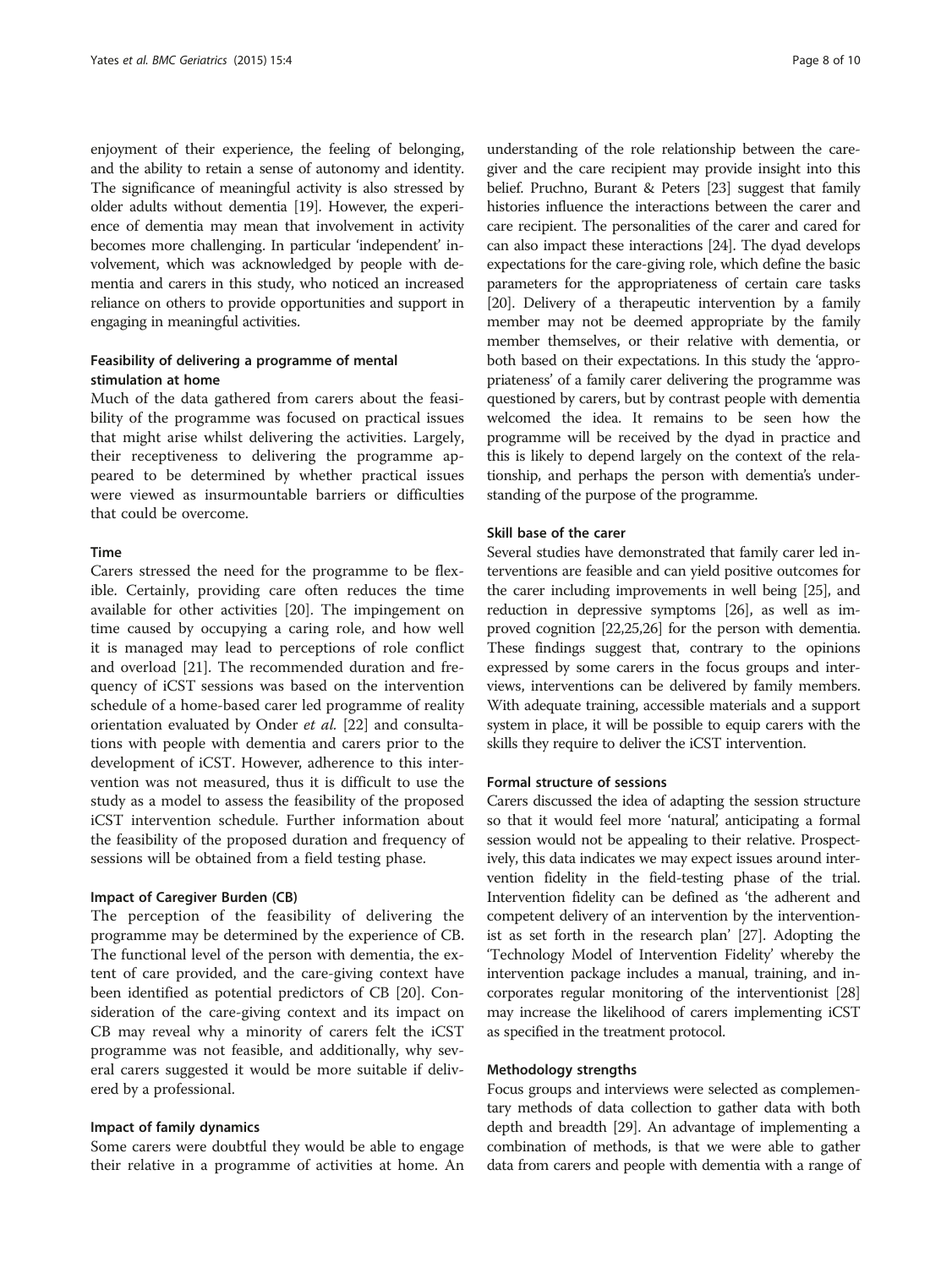enjoyment of their experience, the feeling of belonging, and the ability to retain a sense of autonomy and identity. The significance of meaningful activity is also stressed by older adults without dementia [19]. However, the experience of dementia may mean that involvement in activity becomes more challenging. In particular 'independent' involvement, which was acknowledged by people with dementia and carers in this study, who noticed an increased reliance on others to provide opportunities and support in engaging in meaningful activities.

### Feasibility of delivering a programme of mental stimulation at home

Much of the data gathered from carers about the feasibility of the programme was focused on practical issues that might arise whilst delivering the activities. Largely, their receptiveness to delivering the programme appeared to be determined by whether practical issues were viewed as insurmountable barriers or difficulties that could be overcome.

#### Time

Carers stressed the need for the programme to be flexible. Certainly, providing care often reduces the time available for other activities [20]. The impingement on time caused by occupying a caring role, and how well it is managed may lead to perceptions of role conflict and overload [21]. The recommended duration and frequency of iCST sessions was based on the intervention schedule of a home-based carer led programme of reality orientation evaluated by Onder *et al.* [22] and consultations with people with dementia and carers prior to the development of iCST. However, adherence to this intervention was not measured, thus it is difficult to use the study as a model to assess the feasibility of the proposed iCST intervention schedule. Further information about the feasibility of the proposed duration and frequency of sessions will be obtained from a field testing phase.

#### Impact of Caregiver Burden (CB)

The perception of the feasibility of delivering the programme may be determined by the experience of CB. The functional level of the person with dementia, the extent of care provided, and the care-giving context have been identified as potential predictors of CB [20]. Consideration of the care-giving context and its impact on CB may reveal why a minority of carers felt the iCST programme was not feasible, and additionally, why several carers suggested it would be more suitable if delivered by a professional.

#### Impact of family dynamics

Some carers were doubtful they would be able to engage their relative in a programme of activities at home. An understanding of the role relationship between the caregiver and the care recipient may provide insight into this belief. Pruchno, Burant & Peters [23] suggest that family histories influence the interactions between the carer and care recipient. The personalities of the carer and cared for can also impact these interactions [24]. The dyad develops expectations for the care-giving role, which define the basic parameters for the appropriateness of certain care tasks [20]. Delivery of a therapeutic intervention by a family member may not be deemed appropriate by the family member themselves, or their relative with dementia, or both based on their expectations. In this study the 'appropriateness' of a family carer delivering the programme was questioned by carers, but by contrast people with dementia welcomed the idea. It remains to be seen how the programme will be received by the dyad in practice and this is likely to depend largely on the context of the relationship, and perhaps the person with dementia's understanding of the purpose of the programme.

#### Skill base of the carer

Several studies have demonstrated that family carer led interventions are feasible and can yield positive outcomes for the carer including improvements in well being [25], and reduction in depressive symptoms [26], as well as improved cognition [22,25,26] for the person with dementia. These findings suggest that, contrary to the opinions expressed by some carers in the focus groups and interviews, interventions can be delivered by family members. With adequate training, accessible materials and a support system in place, it will be possible to equip carers with the skills they require to deliver the iCST intervention.

#### Formal structure of sessions

Carers discussed the idea of adapting the session structure so that it would feel more 'natural', anticipating a formal session would not be appealing to their relative. Prospectively, this data indicates we may expect issues around intervention fidelity in the field-testing phase of the trial. Intervention fidelity can be defined as 'the adherent and competent delivery of an intervention by the interventionist as set forth in the research plan' [27]. Adopting the 'Technology Model of Intervention Fidelity' whereby the intervention package includes a manual, training, and incorporates regular monitoring of the interventionist [28] may increase the likelihood of carers implementing iCST as specified in the treatment protocol.

#### Methodology strengths

Focus groups and interviews were selected as complementary methods of data collection to gather data with both depth and breadth [29]. An advantage of implementing a combination of methods, is that we were able to gather data from carers and people with dementia with a range of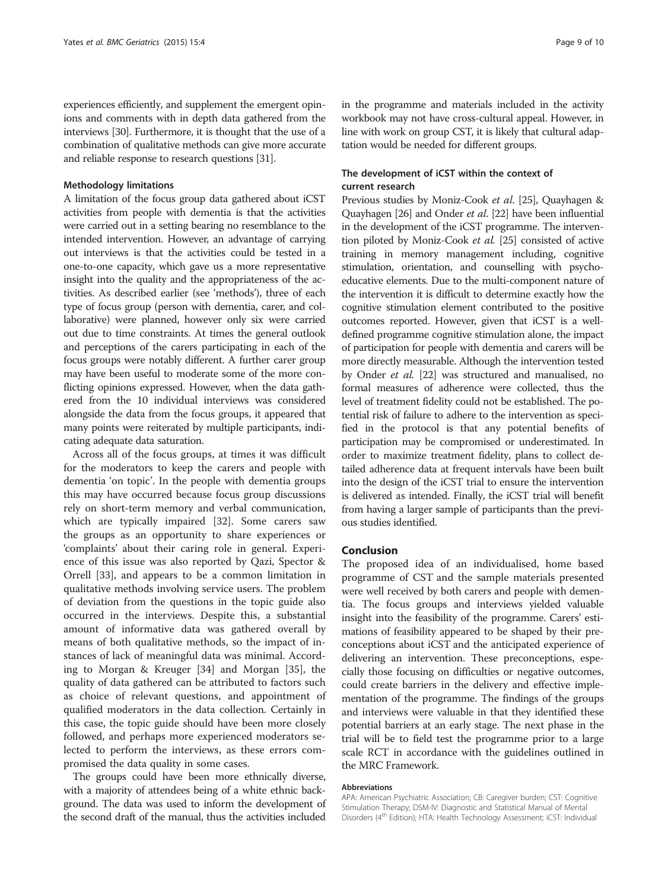experiences efficiently, and supplement the emergent opinions and comments with in depth data gathered from the interviews [30]. Furthermore, it is thought that the use of a combination of qualitative methods can give more accurate and reliable response to research questions [31].

### Methodology limitations

A limitation of the focus group data gathered about iCST activities from people with dementia is that the activities were carried out in a setting bearing no resemblance to the intended intervention. However, an advantage of carrying out interviews is that the activities could be tested in a one-to-one capacity, which gave us a more representative insight into the quality and the appropriateness of the activities. As described earlier (see 'methods'), three of each type of focus group (person with dementia, carer, and collaborative) were planned, however only six were carried out due to time constraints. At times the general outlook and perceptions of the carers participating in each of the focus groups were notably different. A further carer group may have been useful to moderate some of the more conflicting opinions expressed. However, when the data gathered from the 10 individual interviews was considered alongside the data from the focus groups, it appeared that many points were reiterated by multiple participants, indicating adequate data saturation.

Across all of the focus groups, at times it was difficult for the moderators to keep the carers and people with dementia 'on topic'. In the people with dementia groups this may have occurred because focus group discussions rely on short-term memory and verbal communication, which are typically impaired [32]. Some carers saw the groups as an opportunity to share experiences or 'complaints' about their caring role in general. Experience of this issue was also reported by Qazi, Spector & Orrell [33], and appears to be a common limitation in qualitative methods involving service users. The problem of deviation from the questions in the topic guide also occurred in the interviews. Despite this, a substantial amount of informative data was gathered overall by means of both qualitative methods, so the impact of instances of lack of meaningful data was minimal. According to Morgan & Kreuger [34] and Morgan [35], the quality of data gathered can be attributed to factors such as choice of relevant questions, and appointment of qualified moderators in the data collection. Certainly in this case, the topic guide should have been more closely followed, and perhaps more experienced moderators selected to perform the interviews, as these errors compromised the data quality in some cases.

The groups could have been more ethnically diverse, with a majority of attendees being of a white ethnic background. The data was used to inform the development of the second draft of the manual, thus the activities included in the programme and materials included in the activity workbook may not have cross-cultural appeal. However, in line with work on group CST, it is likely that cultural adaptation would be needed for different groups.

### The development of iCST within the context of current research

Previous studies by Moniz-Cook *et al*. [25], Quayhagen & Quayhagen [26] and Onder *et al*. [22] have been influential in the development of the iCST programme. The intervention piloted by Moniz-Cook *et al.* [25] consisted of active training in memory management including, cognitive stimulation, orientation, and counselling with psychoeducative elements. Due to the multi-component nature of the intervention it is difficult to determine exactly how the cognitive stimulation element contributed to the positive outcomes reported. However, given that iCST is a well-defined programme cognitive stimulation alone, the impact of participation for people with dementia and carers will be more directly measurable. Although the intervention tested by Onder *et al.* [22] was structured and manualised, no formal measures of adherence were collected, thus the level of treatment fidelity could not be established. The potential risk of failure to adhere to the intervention as specified in the protocol is that any potential benefits of participation may be compromised or underestimated. In order to maximize treatment fidelity, plans to collect detailed adherence data at frequent intervals have been built into the design of the iCST trial to ensure the intervention is delivered as intended. Finally, the iCST trial will benefit from having a larger sample of participants than the previous studies identified.

## Conclusion

The proposed idea of an individualised, home based programme of CST and the sample materials presented were well received by both carers and people with dementia. The focus groups and interviews yielded valuable insight into the feasibility of the programme. Carers' estimations of feasibility appeared to be shaped by their preconceptions about iCST and the anticipated experience of delivering an intervention. These preconceptions, especially those focusing on difficulties or negative outcomes, could create barriers in the delivery and effective implementation of the programme. The findings of the groups and interviews were valuable in that they identified these potential barriers at an early stage. The next phase in the trial will be to field test the programme prior to a large scale RCT in accordance with the guidelines outlined in the MRC Framework.

#### Abbreviations

APA: American Psychiatric Association; CB: Caregiver burden; CST: Cognitive Stimulation Therapy; DSM-IV: Diagnostic and Statistical Manual of Mental Disorders (4th Edition); HTA: Health Technology Assessment; iCST: Individual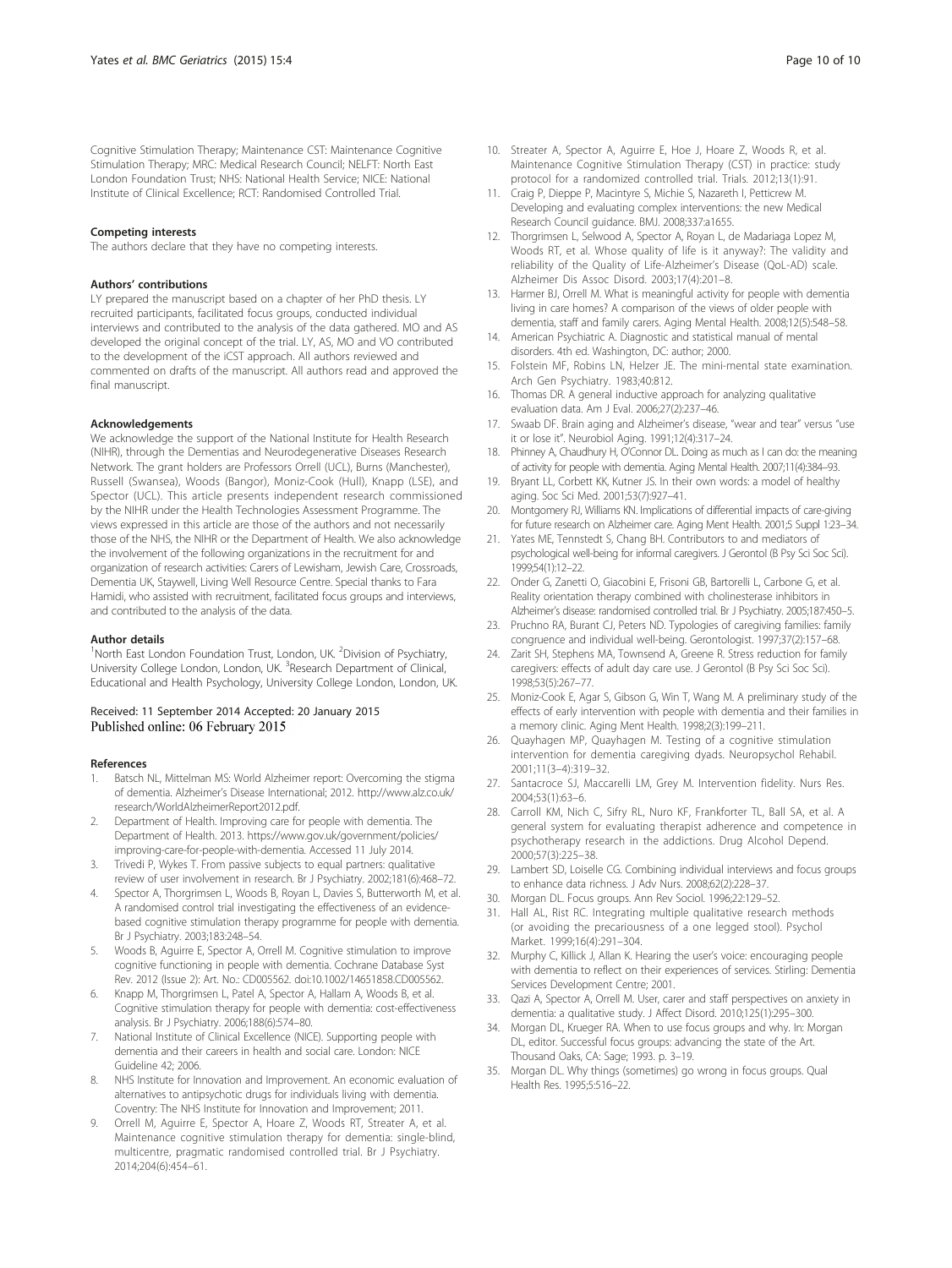Cognitive Stimulation Therapy; Maintenance CST: Maintenance Cognitive Stimulation Therapy; MRC: Medical Research Council; NELFT: North East London Foundation Trust; NHS: National Health Service; NICE: National Institute of Clinical Excellence; RCT: Randomised Controlled Trial.

#### Competing interests

The authors declare that they have no competing interests.

#### Authors' contributions

LY prepared the manuscript based on a chapter of her PhD thesis. LY recruited participants, facilitated focus groups, conducted individual interviews and contributed to the analysis of the data gathered. MO and AS developed the original concept of the trial. LY, AS, MO and VO contributed to the development of the iCST approach. All authors reviewed and commented on drafts of the manuscript. All authors read and approved the final manuscript.

#### Acknowledgements

We acknowledge the support of the National Institute for Health Research (NIHR), through the Dementias and Neurodegenerative Diseases Research Network. The grant holders are Professors Orrell (UCL), Burns (Manchester), Russell (Swansea), Woods (Bangor), Moniz-Cook (Hull), Knapp (LSE), and Spector (UCL). This article presents independent research commissioned by the NIHR under the Health Technologies Assessment Programme. The views expressed in this article are those of the authors and not necessarily those of the NHS, the NIHR or the Department of Health. We also acknowledge the involvement of the following organizations in the recruitment for and organization of research activities: Carers of Lewisham, Jewish Care, Crossroads, Dementia UK, Staywell, Living Well Resource Centre. Special thanks to Fara Hamidi, who assisted with recruitment, facilitated focus groups and interviews, and contributed to the analysis of the data.

#### Author details

[1]North East London Foundation Trust, London, UK. [2]Division of Psychiatry, University College London, London, UK. [3]Research Department of Clinical, Educational and Health Psychology, University College London, London, UK.

Received: 11 September 2014 Accepted: 20 January 2015
Published online: 06 February 2015

#### References

1. Batsch NL, Mittelman MS: World Alzheimer report: Overcoming the stigma of dementia. Alzheimer's Disease International; 2012. http://www.alz.co.uk/research/WorldAlzheimerReport2012.pdf.
2. Department of Health. Improving care for people with dementia. The Department of Health. 2013. https://www.gov.uk/government/policies/improving-care-for-people-with-dementia. Accessed 11 July 2014.
3. Trivedi P, Wykes T. From passive subjects to equal partners: qualitative review of user involvement in research. Br J Psychiatry. 2002;181(6):468–72.
4. Spector A, Thorgrimsen L, Woods B, Royan L, Davies S, Butterworth M, et al. A randomised control trial investigating the effectiveness of an evidence-based cognitive stimulation therapy programme for people with dementia. Br J Psychiatry. 2003;183:248–54.
5. Woods B, Aguirre E, Spector A, Orrell M. Cognitive stimulation to improve cognitive functioning in people with dementia. Cochrane Database Syst Rev. 2012 (Issue 2): Art. No.: CD005562. doi:10.1002/14651858.CD005562.
6. Knapp M, Thorgrimsen L, Patel A, Spector A, Hallam A, Woods B, et al. Cognitive stimulation therapy for people with dementia: cost-effectiveness analysis. Br J Psychiatry. 2006;188(6):574–80.
7. National Institute of Clinical Excellence (NICE). Supporting people with dementia and their careers in health and social care. London: NICE Guideline 42; 2006.
8. NHS Institute for Innovation and Improvement. An economic evaluation of alternatives to antipsychotic drugs for individuals living with dementia. Coventry: The NHS Institute for Innovation and Improvement; 2011.
9. Orrell M, Aguirre E, Spector A, Hoare Z, Woods RT, Streater A, et al. Maintenance cognitive stimulation therapy for dementia: single-blind, multicentre, pragmatic randomised controlled trial. Br J Psychiatry. 2014;204(6):454–61.
10. Streater A, Spector A, Aguirre E, Hoe J, Hoare Z, Woods R, et al. Maintenance Cognitive Stimulation Therapy (CST) in practice: study protocol for a randomized controlled trial. Trials. 2012;13(1):91.
11. Craig P, Dieppe P, Macintyre S, Michie S, Nazareth I, Petticrew M. Developing and evaluating complex interventions: the new Medical Research Council guidance. BMJ. 2008;337:a1655.
12. Thorgrimsen L, Selwood A, Spector A, Royan L, de Madariaga Lopez M, Woods RT, et al. Whose quality of life is it anyway?: The validity and reliability of the Quality of Life-Alzheimer's Disease (QoL-AD) scale. Alzheimer Dis Assoc Disord. 2003;17(4):201–8.
13. Harmer BJ, Orrell M. What is meaningful activity for people with dementia living in care homes? A comparison of the views of older people with dementia, staff and family carers. Aging Mental Health. 2008;12(5):548–58.
14. American Psychiatric A. Diagnostic and statistical manual of mental disorders. 4th ed. Washington, DC: author; 2000.
15. Folstein MF, Robins LN, Helzer JE. The mini-mental state examination. Arch Gen Psychiatry. 1983;40:812.
16. Thomas DR. A general inductive approach for analyzing qualitative evaluation data. Am J Eval. 2006;27(2):237–46.
17. Swaab DF. Brain aging and Alzheimer's disease, "wear and tear" versus "use it or lose it". Neurobiol Aging. 1991;12(4):317–24.
18. Phinney A, Chaudhury H, O'Connor DL. Doing as much as I can do: the meaning of activity for people with dementia. Aging Mental Health. 2007;11(4):384–93.
19. Bryant LL, Corbett KK, Kutner JS. In their own words: a model of healthy aging. Soc Sci Med. 2001;53(7):927–41.
20. Montgomery RJ, Williams KN. Implications of differential impacts of care-giving for future research on Alzheimer care. Aging Ment Health. 2001;5 Suppl 1:23–34.
21. Yates ME, Tennstedt S, Chang BH. Contributors to and mediators of psychological well-being for informal caregivers. J Gerontol (B Psy Sci Soc Sci). 1999;54(1):12–22.
22. Onder G, Zanetti O, Giacobini E, Frisoni GB, Bartorelli L, Carbone G, et al. Reality orientation therapy combined with cholinesterase inhibitors in Alzheimer's disease: randomised controlled trial. Br J Psychiatry. 2005;187:450–5.
23. Pruchno RA, Burant CJ, Peters ND. Typologies of caregiving families: family congruence and individual well-being. Gerontologist. 1997;37(2):157–68.
24. Zarit SH, Stephens MA, Townsend A, Greene R. Stress reduction for family caregivers: effects of adult day care use. J Gerontol (B Psy Sci Soc Sci). 1998;53(5):267–77.
25. Moniz-Cook E, Agar S, Gibson G, Win T, Wang M. A preliminary study of the effects of early intervention with people with dementia and their families in a memory clinic. Aging Ment Health. 1998;2(3):199–211.
26. Quayhagen MP, Quayhagen M. Testing of a cognitive stimulation intervention for dementia caregiving dyads. Neuropsychol Rehabil. 2001;11(3–4):319–32.
27. Santacroce SJ, Maccarelli LM, Grey M. Intervention fidelity. Nurs Res. 2004;53(1):63–6.
28. Carroll KM, Nich C, Sifry RL, Nuro KF, Frankforter TL, Ball SA, et al. A general system for evaluating therapist adherence and competence in psychotherapy research in the addictions. Drug Alcohol Depend. 2000;57(3):225–38.
29. Lambert SD, Loiselle CG. Combining individual interviews and focus groups to enhance data richness. J Adv Nurs. 2008;62(2):228–37.
30. Morgan DL. Focus groups. Ann Rev Sociol. 1996;22:129–52.
31. Hall AL, Rist RC. Integrating multiple qualitative research methods (or avoiding the precariousness of a one legged stool). Psychol Market. 1999;16(4):291–304.
32. Murphy C, Killick J, Allan K. Hearing the user's voice: encouraging people with dementia to reflect on their experiences of services. Stirling: Dementia Services Development Centre; 2001.
33. Qazi A, Spector A, Orrell M. User, carer and staff perspectives on anxiety in dementia: a qualitative study. J Affect Disord. 2010;125(1):295–300.
34. Morgan DL, Krueger RA. When to use focus groups and why. In: Morgan DL, editor. Successful focus groups: advancing the state of the Art. Thousand Oaks, CA: Sage; 1993. p. 3–19.
35. Morgan DL. Why things (sometimes) go wrong in focus groups. Qual Health Res. 1995;5:516–22.